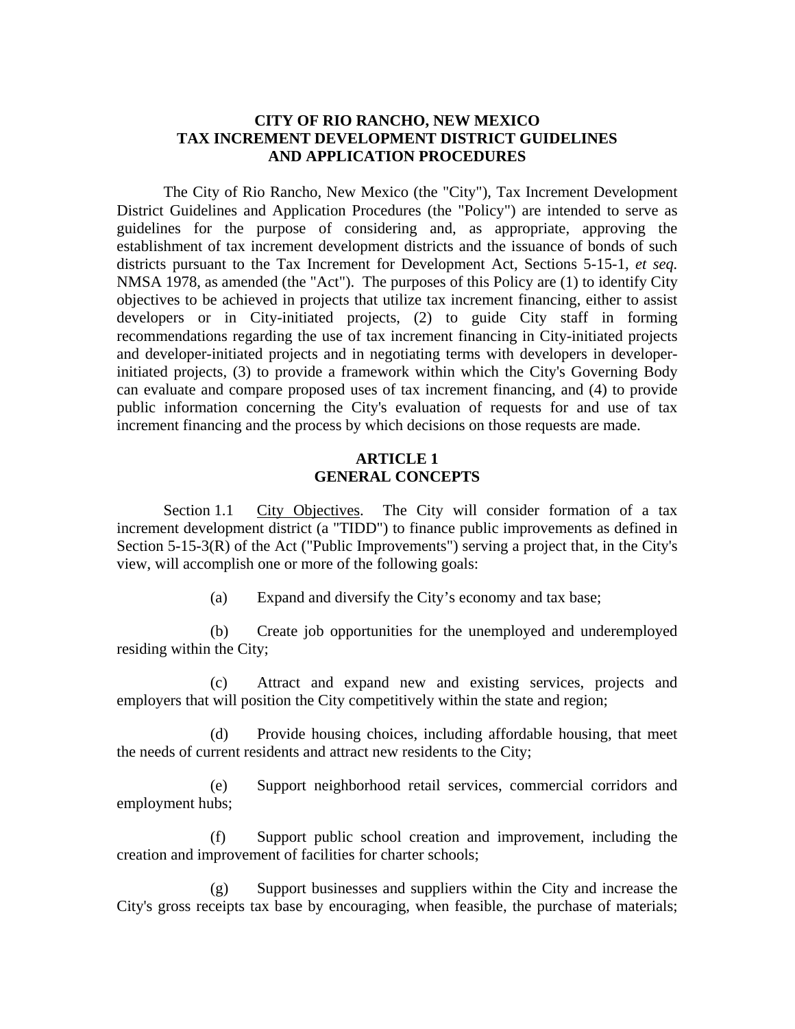# CITY OF RIO RANCHO, NEW MEXICO
# TAX INCREMENT DEVELOPMENT DISTRICT GUIDELINES AND APPLICATION PROCEDURES

The City of Rio Rancho, New Mexico (the "City"), Tax Increment Development District Guidelines and Application Procedures (the "Policy") are intended to serve as guidelines for the purpose of considering and, as appropriate, approving the establishment of tax increment development districts and the issuance of bonds of such districts pursuant to the Tax Increment for Development Act, Sections 5-15-1, *et seq.* NMSA 1978, as amended (the "Act"). The purposes of this Policy are (1) to identify City objectives to be achieved in projects that utilize tax increment financing, either to assist developers or in City-initiated projects, (2) to guide City staff in forming recommendations regarding the use of tax increment financing in City-initiated projects and developer-initiated projects and in negotiating terms with developers in developer-initiated projects, (3) to provide a framework within which the City's Governing Body can evaluate and compare proposed uses of tax increment financing, and (4) to provide public information concerning the City's evaluation of requests for and use of tax increment financing and the process by which decisions on those requests are made.

## ARTICLE 1
## GENERAL CONCEPTS

Section 1.1 <u>City Objectives</u>. The City will consider formation of a tax increment development district (a "TIDD") to finance public improvements as defined in Section 5-15-3(R) of the Act ("Public Improvements") serving a project that, in the City's view, will accomplish one or more of the following goals:

(a) Expand and diversify the City's economy and tax base;

(b) Create job opportunities for the unemployed and underemployed residing within the City;

(c) Attract and expand new and existing services, projects and employers that will position the City competitively within the state and region;

(d) Provide housing choices, including affordable housing, that meet the needs of current residents and attract new residents to the City;

(e) Support neighborhood retail services, commercial corridors and employment hubs;

(f) Support public school creation and improvement, including the creation and improvement of facilities for charter schools;

(g) Support businesses and suppliers within the City and increase the City's gross receipts tax base by encouraging, when feasible, the purchase of materials;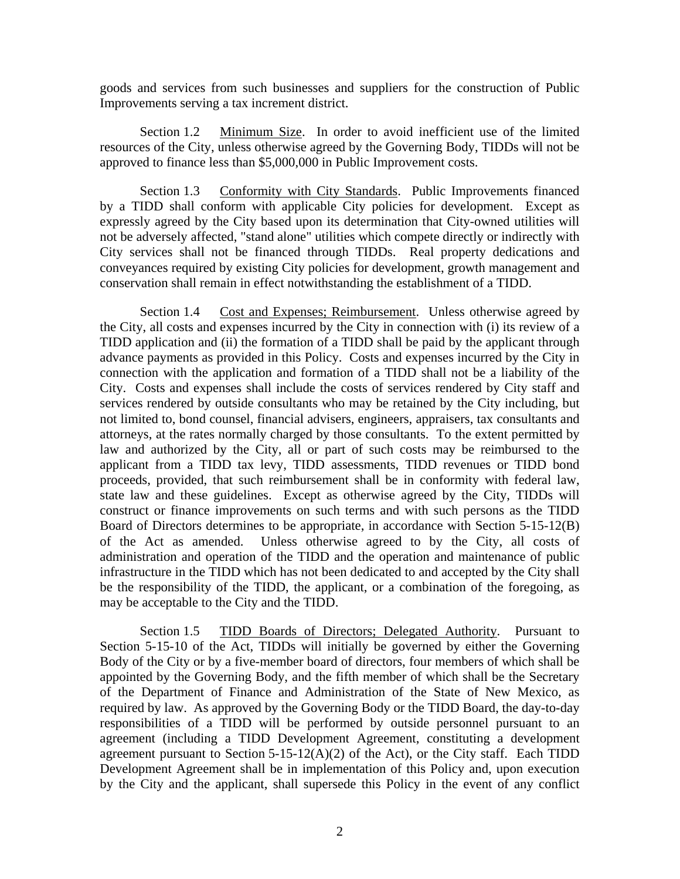goods and services from such businesses and suppliers for the construction of Public Improvements serving a tax increment district.

Section 1.2 Minimum Size. In order to avoid inefficient use of the limited resources of the City, unless otherwise agreed by the Governing Body, TIDDs will not be approved to finance less than $5,000,000 in Public Improvement costs.

Section 1.3 Conformity with City Standards. Public Improvements financed by a TIDD shall conform with applicable City policies for development. Except as expressly agreed by the City based upon its determination that City-owned utilities will not be adversely affected, "stand alone" utilities which compete directly or indirectly with City services shall not be financed through TIDDs. Real property dedications and conveyances required by existing City policies for development, growth management and conservation shall remain in effect notwithstanding the establishment of a TIDD.

Section 1.4 Cost and Expenses; Reimbursement. Unless otherwise agreed by the City, all costs and expenses incurred by the City in connection with (i) its review of a TIDD application and (ii) the formation of a TIDD shall be paid by the applicant through advance payments as provided in this Policy. Costs and expenses incurred by the City in connection with the application and formation of a TIDD shall not be a liability of the City. Costs and expenses shall include the costs of services rendered by City staff and services rendered by outside consultants who may be retained by the City including, but not limited to, bond counsel, financial advisers, engineers, appraisers, tax consultants and attorneys, at the rates normally charged by those consultants. To the extent permitted by law and authorized by the City, all or part of such costs may be reimbursed to the applicant from a TIDD tax levy, TIDD assessments, TIDD revenues or TIDD bond proceeds, provided, that such reimbursement shall be in conformity with federal law, state law and these guidelines. Except as otherwise agreed by the City, TIDDs will construct or finance improvements on such terms and with such persons as the TIDD Board of Directors determines to be appropriate, in accordance with Section 5-15-12(B) of the Act as amended. Unless otherwise agreed to by the City, all costs of administration and operation of the TIDD and the operation and maintenance of public infrastructure in the TIDD which has not been dedicated to and accepted by the City shall be the responsibility of the TIDD, the applicant, or a combination of the foregoing, as may be acceptable to the City and the TIDD.

Section 1.5 TIDD Boards of Directors; Delegated Authority. Pursuant to Section 5-15-10 of the Act, TIDDs will initially be governed by either the Governing Body of the City or by a five-member board of directors, four members of which shall be appointed by the Governing Body, and the fifth member of which shall be the Secretary of the Department of Finance and Administration of the State of New Mexico, as required by law. As approved by the Governing Body or the TIDD Board, the day-to-day responsibilities of a TIDD will be performed by outside personnel pursuant to an agreement (including a TIDD Development Agreement, constituting a development agreement pursuant to Section 5-15-12(A)(2) of the Act), or the City staff. Each TIDD Development Agreement shall be in implementation of this Policy and, upon execution by the City and the applicant, shall supersede this Policy in the event of any conflict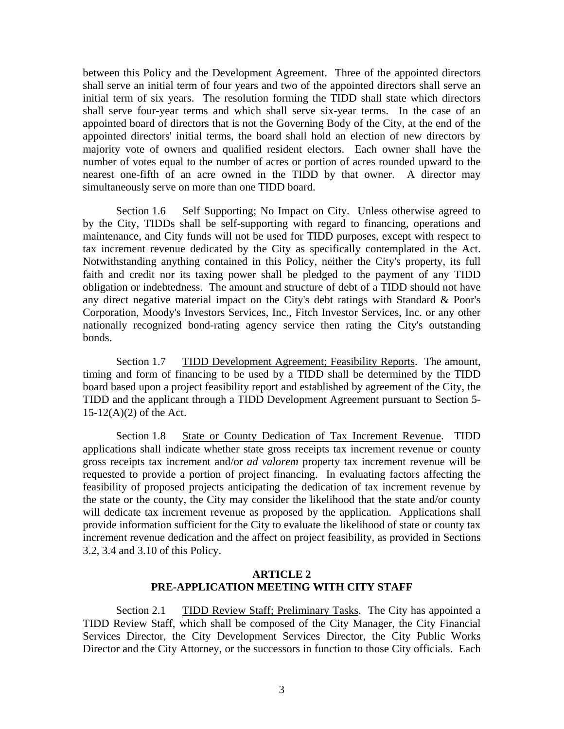between this Policy and the Development Agreement. Three of the appointed directors shall serve an initial term of four years and two of the appointed directors shall serve an initial term of six years. The resolution forming the TIDD shall state which directors shall serve four-year terms and which shall serve six-year terms. In the case of an appointed board of directors that is not the Governing Body of the City, at the end of the appointed directors' initial terms, the board shall hold an election of new directors by majority vote of owners and qualified resident electors. Each owner shall have the number of votes equal to the number of acres or portion of acres rounded upward to the nearest one-fifth of an acre owned in the TIDD by that owner. A director may simultaneously serve on more than one TIDD board.

Section 1.6 Self Supporting; No Impact on City. Unless otherwise agreed to by the City, TIDDs shall be self-supporting with regard to financing, operations and maintenance, and City funds will not be used for TIDD purposes, except with respect to tax increment revenue dedicated by the City as specifically contemplated in the Act. Notwithstanding anything contained in this Policy, neither the City's property, its full faith and credit nor its taxing power shall be pledged to the payment of any TIDD obligation or indebtedness. The amount and structure of debt of a TIDD should not have any direct negative material impact on the City's debt ratings with Standard & Poor's Corporation, Moody's Investors Services, Inc., Fitch Investor Services, Inc. or any other nationally recognized bond-rating agency service then rating the City's outstanding bonds.

Section 1.7 TIDD Development Agreement; Feasibility Reports. The amount, timing and form of financing to be used by a TIDD shall be determined by the TIDD board based upon a project feasibility report and established by agreement of the City, the TIDD and the applicant through a TIDD Development Agreement pursuant to Section 5-15-12(A)(2) of the Act.

Section 1.8 State or County Dedication of Tax Increment Revenue. TIDD applications shall indicate whether state gross receipts tax increment revenue or county gross receipts tax increment and/or *ad valorem* property tax increment revenue will be requested to provide a portion of project financing. In evaluating factors affecting the feasibility of proposed projects anticipating the dedication of tax increment revenue by the state or the county, the City may consider the likelihood that the state and/or county will dedicate tax increment revenue as proposed by the application. Applications shall provide information sufficient for the City to evaluate the likelihood of state or county tax increment revenue dedication and the affect on project feasibility, as provided in Sections 3.2, 3.4 and 3.10 of this Policy.

## ARTICLE 2
## PRE-APPLICATION MEETING WITH CITY STAFF

Section 2.1 TIDD Review Staff; Preliminary Tasks. The City has appointed a TIDD Review Staff, which shall be composed of the City Manager, the City Financial Services Director, the City Development Services Director, the City Public Works Director and the City Attorney, or the successors in function to those City officials. Each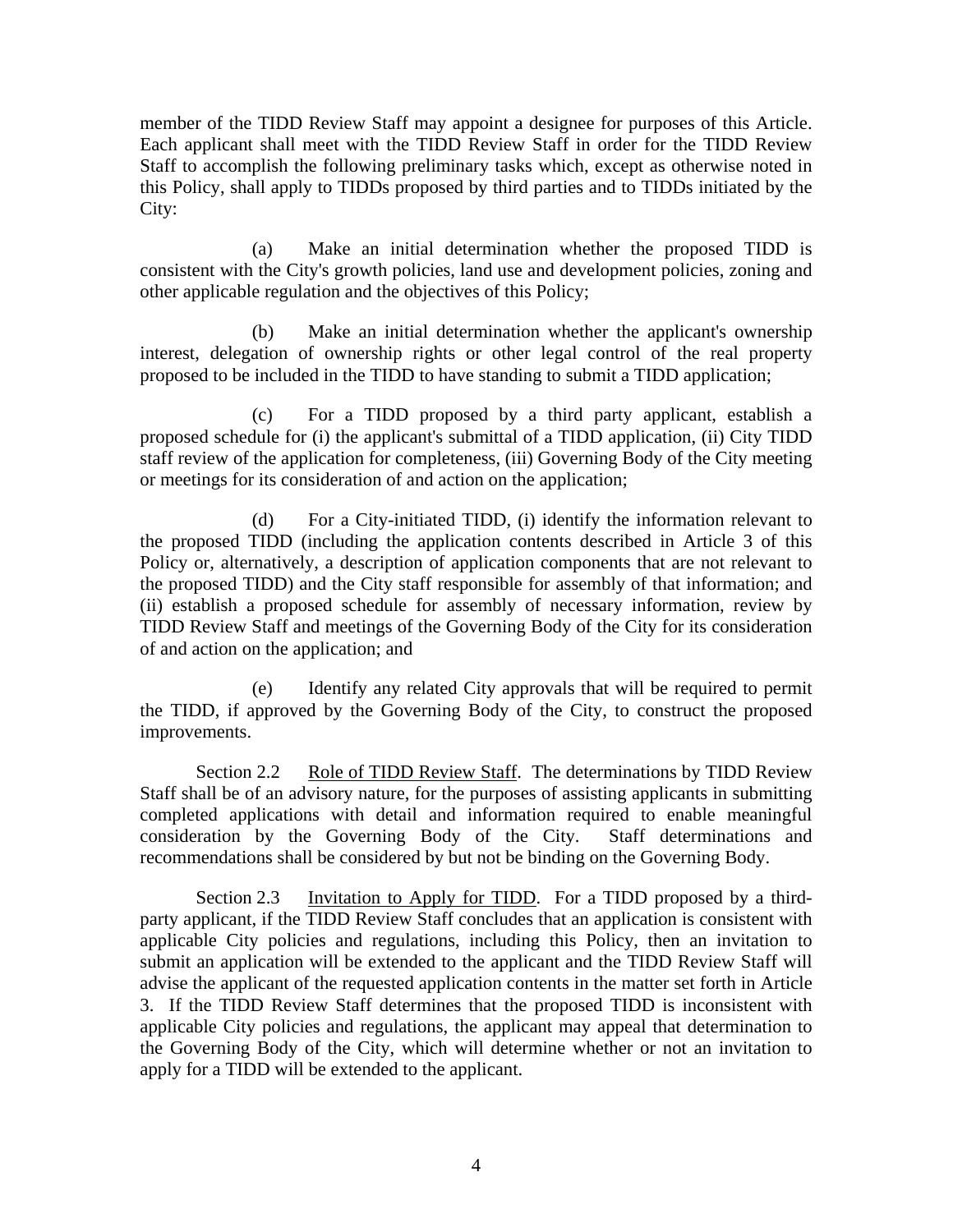member of the TIDD Review Staff may appoint a designee for purposes of this Article. Each applicant shall meet with the TIDD Review Staff in order for the TIDD Review Staff to accomplish the following preliminary tasks which, except as otherwise noted in this Policy, shall apply to TIDDs proposed by third parties and to TIDDs initiated by the City:

(a) Make an initial determination whether the proposed TIDD is consistent with the City's growth policies, land use and development policies, zoning and other applicable regulation and the objectives of this Policy;

(b) Make an initial determination whether the applicant's ownership interest, delegation of ownership rights or other legal control of the real property proposed to be included in the TIDD to have standing to submit a TIDD application;

(c) For a TIDD proposed by a third party applicant, establish a proposed schedule for (i) the applicant's submittal of a TIDD application, (ii) City TIDD staff review of the application for completeness, (iii) Governing Body of the City meeting or meetings for its consideration of and action on the application;

(d) For a City-initiated TIDD, (i) identify the information relevant to the proposed TIDD (including the application contents described in Article 3 of this Policy or, alternatively, a description of application components that are not relevant to the proposed TIDD) and the City staff responsible for assembly of that information; and (ii) establish a proposed schedule for assembly of necessary information, review by TIDD Review Staff and meetings of the Governing Body of the City for its consideration of and action on the application; and

(e) Identify any related City approvals that will be required to permit the TIDD, if approved by the Governing Body of the City, to construct the proposed improvements.

Section 2.2 Role of TIDD Review Staff. The determinations by TIDD Review Staff shall be of an advisory nature, for the purposes of assisting applicants in submitting completed applications with detail and information required to enable meaningful consideration by the Governing Body of the City. Staff determinations and recommendations shall be considered by but not be binding on the Governing Body.

Section 2.3 Invitation to Apply for TIDD. For a TIDD proposed by a third-party applicant, if the TIDD Review Staff concludes that an application is consistent with applicable City policies and regulations, including this Policy, then an invitation to submit an application will be extended to the applicant and the TIDD Review Staff will advise the applicant of the requested application contents in the matter set forth in Article 3. If the TIDD Review Staff determines that the proposed TIDD is inconsistent with applicable City policies and regulations, the applicant may appeal that determination to the Governing Body of the City, which will determine whether or not an invitation to apply for a TIDD will be extended to the applicant.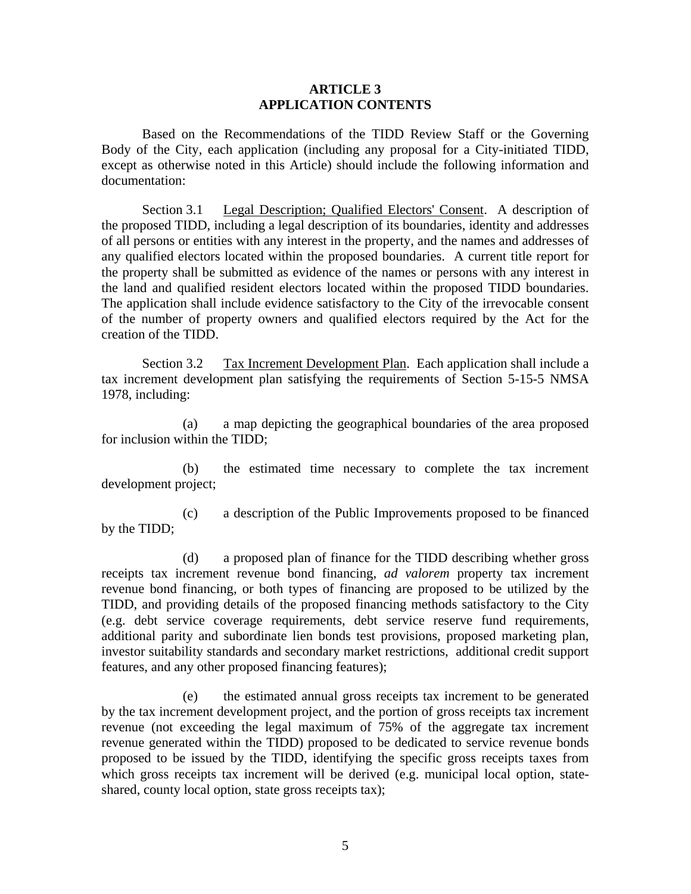## ARTICLE 3
## APPLICATION CONTENTS

Based on the Recommendations of the TIDD Review Staff or the Governing Body of the City, each application (including any proposal for a City-initiated TIDD, except as otherwise noted in this Article) should include the following information and documentation:

Section 3.1 Legal Description; Qualified Electors' Consent. A description of the proposed TIDD, including a legal description of its boundaries, identity and addresses of all persons or entities with any interest in the property, and the names and addresses of any qualified electors located within the proposed boundaries. A current title report for the property shall be submitted as evidence of the names or persons with any interest in the land and qualified resident electors located within the proposed TIDD boundaries. The application shall include evidence satisfactory to the City of the irrevocable consent of the number of property owners and qualified electors required by the Act for the creation of the TIDD.

Section 3.2 Tax Increment Development Plan. Each application shall include a tax increment development plan satisfying the requirements of Section 5-15-5 NMSA 1978, including:

(a) a map depicting the geographical boundaries of the area proposed for inclusion within the TIDD;

(b) the estimated time necessary to complete the tax increment development project;

(c) a description of the Public Improvements proposed to be financed by the TIDD;

(d) a proposed plan of finance for the TIDD describing whether gross receipts tax increment revenue bond financing, *ad valorem* property tax increment revenue bond financing, or both types of financing are proposed to be utilized by the TIDD, and providing details of the proposed financing methods satisfactory to the City (e.g. debt service coverage requirements, debt service reserve fund requirements, additional parity and subordinate lien bonds test provisions, proposed marketing plan, investor suitability standards and secondary market restrictions, additional credit support features, and any other proposed financing features);

(e) the estimated annual gross receipts tax increment to be generated by the tax increment development project, and the portion of gross receipts tax increment revenue (not exceeding the legal maximum of 75% of the aggregate tax increment revenue generated within the TIDD) proposed to be dedicated to service revenue bonds proposed to be issued by the TIDD, identifying the specific gross receipts taxes from which gross receipts tax increment will be derived (e.g. municipal local option, state-shared, county local option, state gross receipts tax);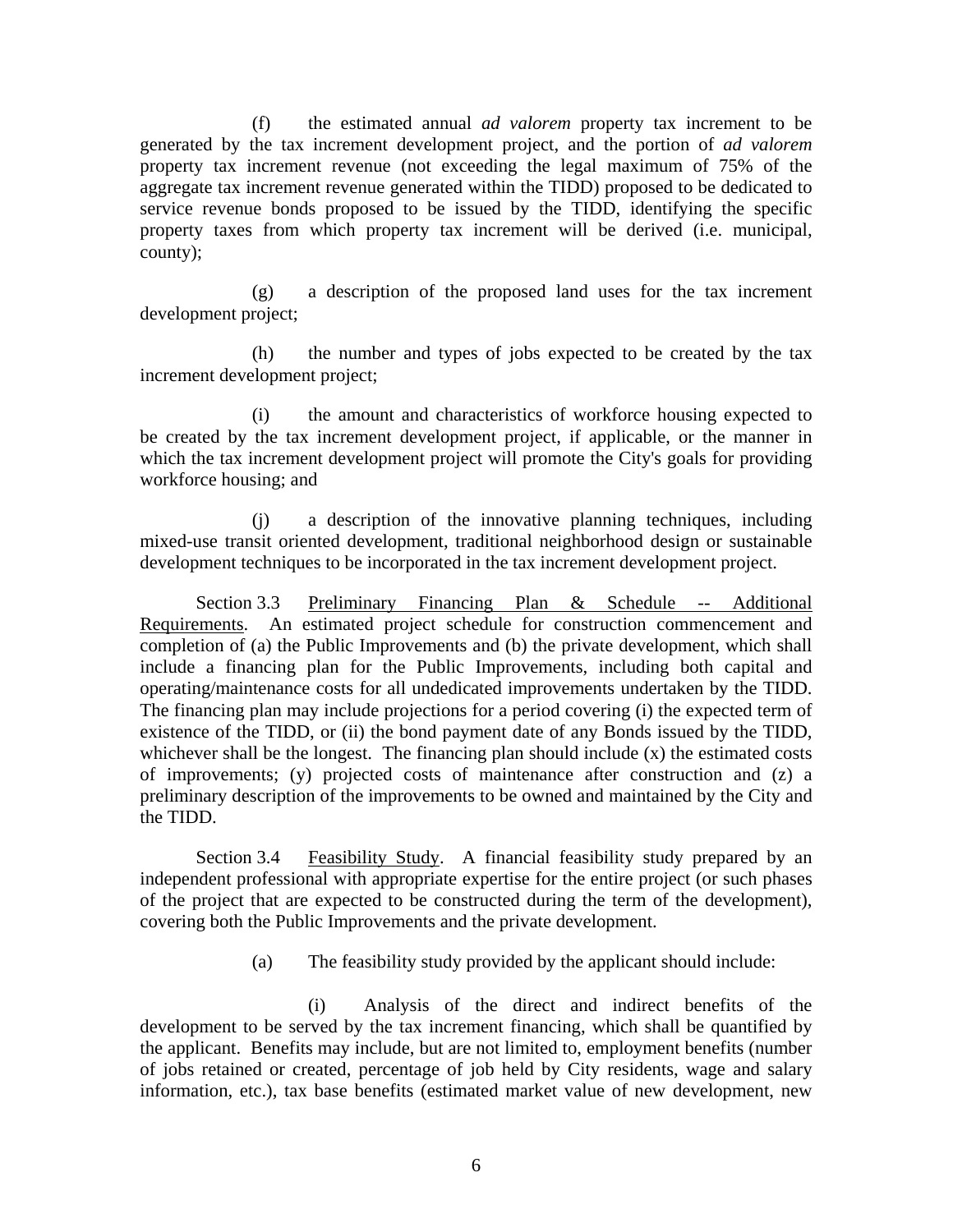(f) the estimated annual *ad valorem* property tax increment to be generated by the tax increment development project, and the portion of *ad valorem* property tax increment revenue (not exceeding the legal maximum of 75% of the aggregate tax increment revenue generated within the TIDD) proposed to be dedicated to service revenue bonds proposed to be issued by the TIDD, identifying the specific property taxes from which property tax increment will be derived (i.e. municipal, county);

(g) a description of the proposed land uses for the tax increment development project;

(h) the number and types of jobs expected to be created by the tax increment development project;

(i) the amount and characteristics of workforce housing expected to be created by the tax increment development project, if applicable, or the manner in which the tax increment development project will promote the City's goals for providing workforce housing; and

(j) a description of the innovative planning techniques, including mixed-use transit oriented development, traditional neighborhood design or sustainable development techniques to be incorporated in the tax increment development project.

Section 3.3 Preliminary Financing Plan & Schedule -- Additional Requirements. An estimated project schedule for construction commencement and completion of (a) the Public Improvements and (b) the private development, which shall include a financing plan for the Public Improvements, including both capital and operating/maintenance costs for all undedicated improvements undertaken by the TIDD. The financing plan may include projections for a period covering (i) the expected term of existence of the TIDD, or (ii) the bond payment date of any Bonds issued by the TIDD, whichever shall be the longest. The financing plan should include (x) the estimated costs of improvements; (y) projected costs of maintenance after construction and (z) a preliminary description of the improvements to be owned and maintained by the City and the TIDD.

Section 3.4 Feasibility Study. A financial feasibility study prepared by an independent professional with appropriate expertise for the entire project (or such phases of the project that are expected to be constructed during the term of the development), covering both the Public Improvements and the private development.

(a) The feasibility study provided by the applicant should include:

(i) Analysis of the direct and indirect benefits of the development to be served by the tax increment financing, which shall be quantified by the applicant. Benefits may include, but are not limited to, employment benefits (number of jobs retained or created, percentage of job held by City residents, wage and salary information, etc.), tax base benefits (estimated market value of new development, new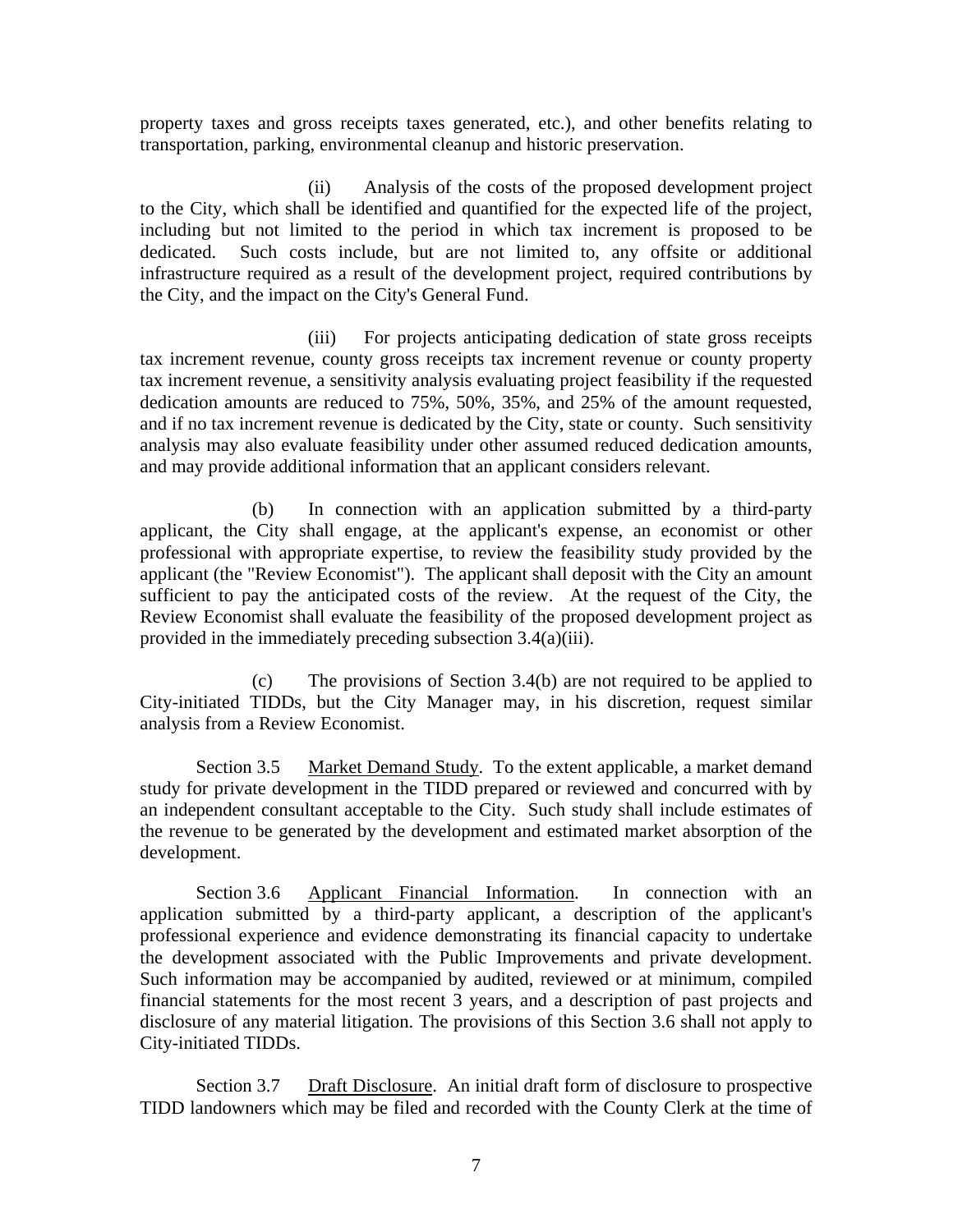property taxes and gross receipts taxes generated, etc.), and other benefits relating to transportation, parking, environmental cleanup and historic preservation.

(ii) Analysis of the costs of the proposed development project to the City, which shall be identified and quantified for the expected life of the project, including but not limited to the period in which tax increment is proposed to be dedicated. Such costs include, but are not limited to, any offsite or additional infrastructure required as a result of the development project, required contributions by the City, and the impact on the City's General Fund.

(iii) For projects anticipating dedication of state gross receipts tax increment revenue, county gross receipts tax increment revenue or county property tax increment revenue, a sensitivity analysis evaluating project feasibility if the requested dedication amounts are reduced to 75%, 50%, 35%, and 25% of the amount requested, and if no tax increment revenue is dedicated by the City, state or county. Such sensitivity analysis may also evaluate feasibility under other assumed reduced dedication amounts, and may provide additional information that an applicant considers relevant.

(b) In connection with an application submitted by a third-party applicant, the City shall engage, at the applicant's expense, an economist or other professional with appropriate expertise, to review the feasibility study provided by the applicant (the "Review Economist"). The applicant shall deposit with the City an amount sufficient to pay the anticipated costs of the review. At the request of the City, the Review Economist shall evaluate the feasibility of the proposed development project as provided in the immediately preceding subsection 3.4(a)(iii).

(c) The provisions of Section 3.4(b) are not required to be applied to City-initiated TIDDs, but the City Manager may, in his discretion, request similar analysis from a Review Economist.

Section 3.5 Market Demand Study. To the extent applicable, a market demand study for private development in the TIDD prepared or reviewed and concurred with by an independent consultant acceptable to the City. Such study shall include estimates of the revenue to be generated by the development and estimated market absorption of the development.

Section 3.6 Applicant Financial Information. In connection with an application submitted by a third-party applicant, a description of the applicant's professional experience and evidence demonstrating its financial capacity to undertake the development associated with the Public Improvements and private development. Such information may be accompanied by audited, reviewed or at minimum, compiled financial statements for the most recent 3 years, and a description of past projects and disclosure of any material litigation. The provisions of this Section 3.6 shall not apply to City-initiated TIDDs.

Section 3.7 Draft Disclosure. An initial draft form of disclosure to prospective TIDD landowners which may be filed and recorded with the County Clerk at the time of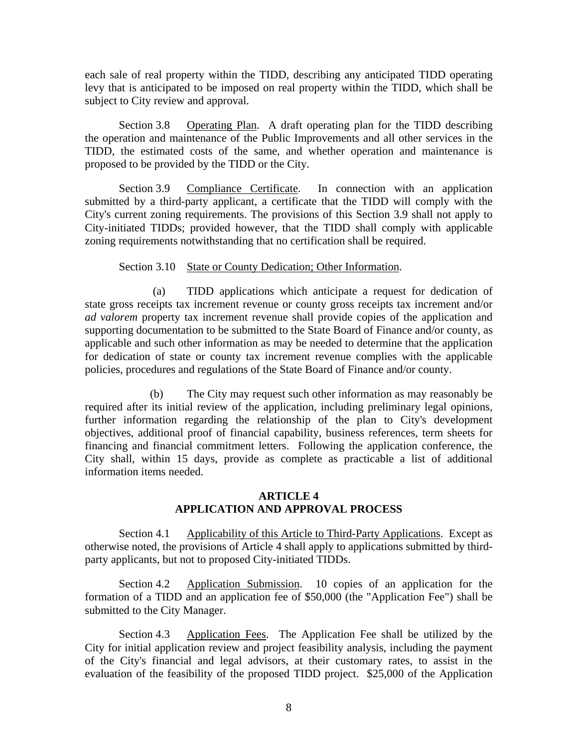each sale of real property within the TIDD, describing any anticipated TIDD operating levy that is anticipated to be imposed on real property within the TIDD, which shall be subject to City review and approval.

Section 3.8 Operating Plan. A draft operating plan for the TIDD describing the operation and maintenance of the Public Improvements and all other services in the TIDD, the estimated costs of the same, and whether operation and maintenance is proposed to be provided by the TIDD or the City.

Section 3.9 Compliance Certificate. In connection with an application submitted by a third-party applicant, a certificate that the TIDD will comply with the City's current zoning requirements. The provisions of this Section 3.9 shall not apply to City-initiated TIDDs; provided however, that the TIDD shall comply with applicable zoning requirements notwithstanding that no certification shall be required.

Section 3.10 State or County Dedication; Other Information.

(a) TIDD applications which anticipate a request for dedication of state gross receipts tax increment revenue or county gross receipts tax increment and/or *ad valorem* property tax increment revenue shall provide copies of the application and supporting documentation to be submitted to the State Board of Finance and/or county, as applicable and such other information as may be needed to determine that the application for dedication of state or county tax increment revenue complies with the applicable policies, procedures and regulations of the State Board of Finance and/or county.

(b) The City may request such other information as may reasonably be required after its initial review of the application, including preliminary legal opinions, further information regarding the relationship of the plan to City's development objectives, additional proof of financial capability, business references, term sheets for financing and financial commitment letters. Following the application conference, the City shall, within 15 days, provide as complete as practicable a list of additional information items needed.

## ARTICLE 4
## APPLICATION AND APPROVAL PROCESS

Section 4.1 Applicability of this Article to Third-Party Applications. Except as otherwise noted, the provisions of Article 4 shall apply to applications submitted by third-party applicants, but not to proposed City-initiated TIDDs.

Section 4.2 Application Submission. 10 copies of an application for the formation of a TIDD and an application fee of $50,000 (the "Application Fee") shall be submitted to the City Manager.

Section 4.3 Application Fees. The Application Fee shall be utilized by the City for initial application review and project feasibility analysis, including the payment of the City's financial and legal advisors, at their customary rates, to assist in the evaluation of the feasibility of the proposed TIDD project. $25,000 of the Application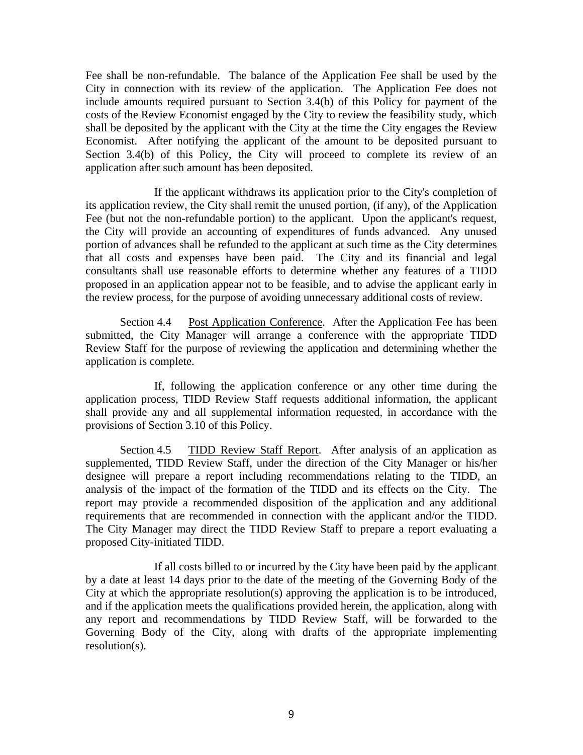Fee shall be non-refundable. The balance of the Application Fee shall be used by the City in connection with its review of the application. The Application Fee does not include amounts required pursuant to Section 3.4(b) of this Policy for payment of the costs of the Review Economist engaged by the City to review the feasibility study, which shall be deposited by the applicant with the City at the time the City engages the Review Economist. After notifying the applicant of the amount to be deposited pursuant to Section 3.4(b) of this Policy, the City will proceed to complete its review of an application after such amount has been deposited.

If the applicant withdraws its application prior to the City's completion of its application review, the City shall remit the unused portion, (if any), of the Application Fee (but not the non-refundable portion) to the applicant. Upon the applicant's request, the City will provide an accounting of expenditures of funds advanced. Any unused portion of advances shall be refunded to the applicant at such time as the City determines that all costs and expenses have been paid. The City and its financial and legal consultants shall use reasonable efforts to determine whether any features of a TIDD proposed in an application appear not to be feasible, and to advise the applicant early in the review process, for the purpose of avoiding unnecessary additional costs of review.

Section 4.4 Post Application Conference. After the Application Fee has been submitted, the City Manager will arrange a conference with the appropriate TIDD Review Staff for the purpose of reviewing the application and determining whether the application is complete.

If, following the application conference or any other time during the application process, TIDD Review Staff requests additional information, the applicant shall provide any and all supplemental information requested, in accordance with the provisions of Section 3.10 of this Policy.

Section 4.5 TIDD Review Staff Report. After analysis of an application as supplemented, TIDD Review Staff, under the direction of the City Manager or his/her designee will prepare a report including recommendations relating to the TIDD, an analysis of the impact of the formation of the TIDD and its effects on the City. The report may provide a recommended disposition of the application and any additional requirements that are recommended in connection with the applicant and/or the TIDD. The City Manager may direct the TIDD Review Staff to prepare a report evaluating a proposed City-initiated TIDD.

If all costs billed to or incurred by the City have been paid by the applicant by a date at least 14 days prior to the date of the meeting of the Governing Body of the City at which the appropriate resolution(s) approving the application is to be introduced, and if the application meets the qualifications provided herein, the application, along with any report and recommendations by TIDD Review Staff, will be forwarded to the Governing Body of the City, along with drafts of the appropriate implementing resolution(s).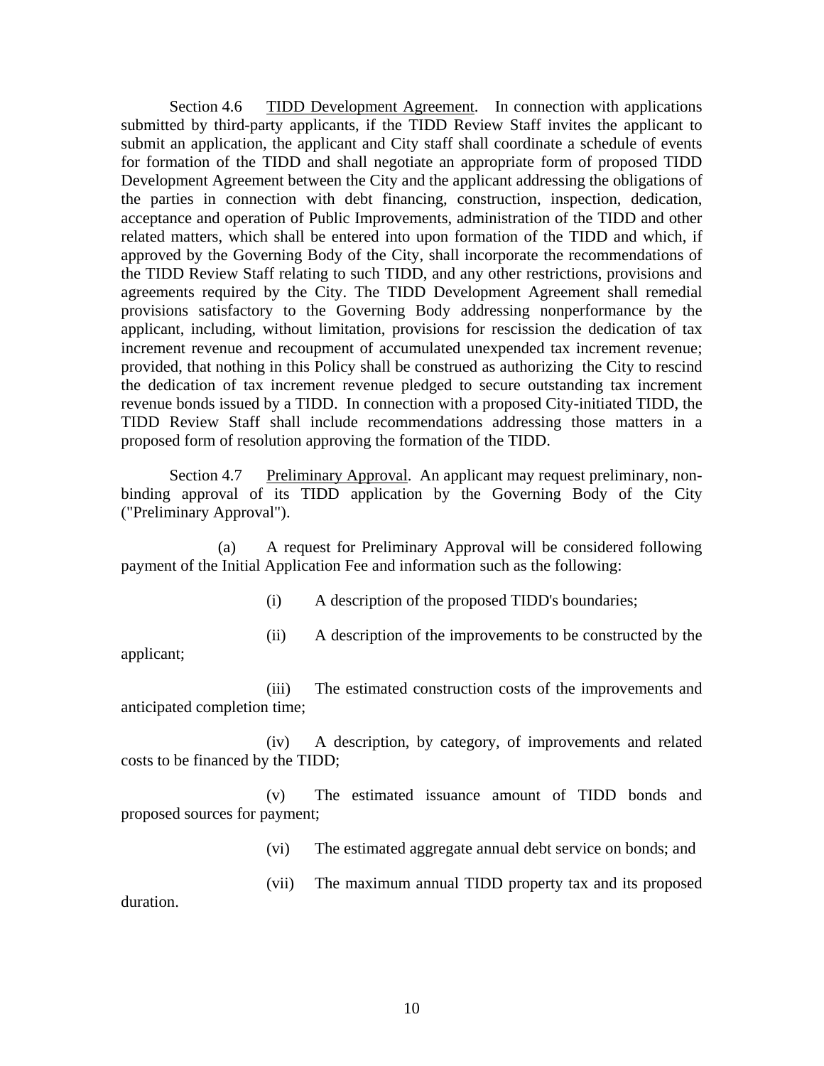Section 4.6 TIDD Development Agreement. In connection with applications submitted by third-party applicants, if the TIDD Review Staff invites the applicant to submit an application, the applicant and City staff shall coordinate a schedule of events for formation of the TIDD and shall negotiate an appropriate form of proposed TIDD Development Agreement between the City and the applicant addressing the obligations of the parties in connection with debt financing, construction, inspection, dedication, acceptance and operation of Public Improvements, administration of the TIDD and other related matters, which shall be entered into upon formation of the TIDD and which, if approved by the Governing Body of the City, shall incorporate the recommendations of the TIDD Review Staff relating to such TIDD, and any other restrictions, provisions and agreements required by the City. The TIDD Development Agreement shall remedial provisions satisfactory to the Governing Body addressing nonperformance by the applicant, including, without limitation, provisions for rescission the dedication of tax increment revenue and recoupment of accumulated unexpended tax increment revenue; provided, that nothing in this Policy shall be construed as authorizing the City to rescind the dedication of tax increment revenue pledged to secure outstanding tax increment revenue bonds issued by a TIDD. In connection with a proposed City-initiated TIDD, the TIDD Review Staff shall include recommendations addressing those matters in a proposed form of resolution approving the formation of the TIDD.

Section 4.7 Preliminary Approval. An applicant may request preliminary, non-binding approval of its TIDD application by the Governing Body of the City ("Preliminary Approval").

(a) A request for Preliminary Approval will be considered following payment of the Initial Application Fee and information such as the following:

(i) A description of the proposed TIDD's boundaries;

(ii) A description of the improvements to be constructed by the applicant;

(iii) The estimated construction costs of the improvements and anticipated completion time;

(iv) A description, by category, of improvements and related costs to be financed by the TIDD;

(v) The estimated issuance amount of TIDD bonds and proposed sources for payment;

(vi) The estimated aggregate annual debt service on bonds; and

(vii) The maximum annual TIDD property tax and its proposed duration.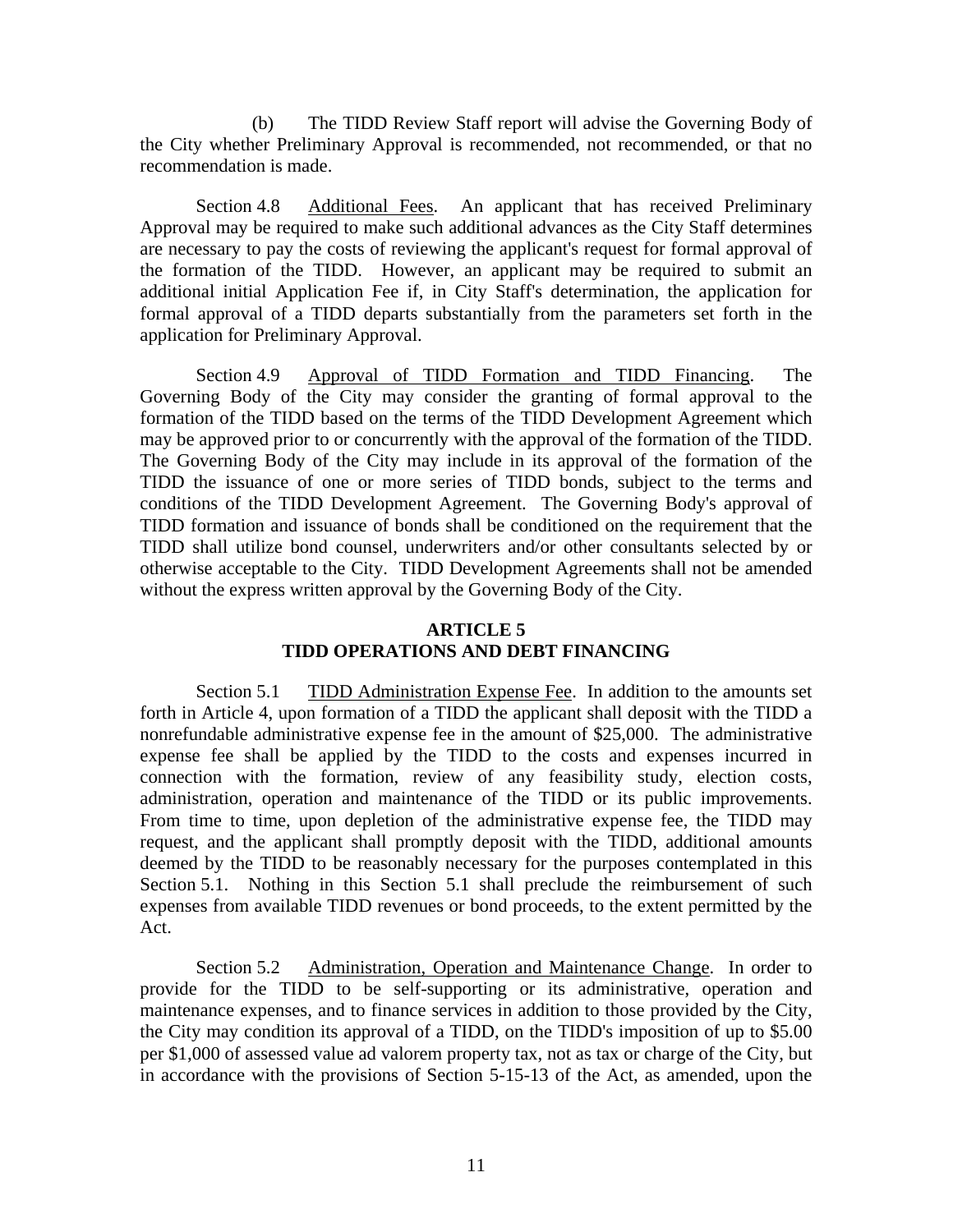(b) The TIDD Review Staff report will advise the Governing Body of the City whether Preliminary Approval is recommended, not recommended, or that no recommendation is made.

Section 4.8 Additional Fees. An applicant that has received Preliminary Approval may be required to make such additional advances as the City Staff determines are necessary to pay the costs of reviewing the applicant's request for formal approval of the formation of the TIDD. However, an applicant may be required to submit an additional initial Application Fee if, in City Staff's determination, the application for formal approval of a TIDD departs substantially from the parameters set forth in the application for Preliminary Approval.

Section 4.9 Approval of TIDD Formation and TIDD Financing. The Governing Body of the City may consider the granting of formal approval to the formation of the TIDD based on the terms of the TIDD Development Agreement which may be approved prior to or concurrently with the approval of the formation of the TIDD. The Governing Body of the City may include in its approval of the formation of the TIDD the issuance of one or more series of TIDD bonds, subject to the terms and conditions of the TIDD Development Agreement. The Governing Body's approval of TIDD formation and issuance of bonds shall be conditioned on the requirement that the TIDD shall utilize bond counsel, underwriters and/or other consultants selected by or otherwise acceptable to the City. TIDD Development Agreements shall not be amended without the express written approval by the Governing Body of the City.

## ARTICLE 5
## TIDD OPERATIONS AND DEBT FINANCING

Section 5.1 TIDD Administration Expense Fee. In addition to the amounts set forth in Article 4, upon formation of a TIDD the applicant shall deposit with the TIDD a nonrefundable administrative expense fee in the amount of $25,000. The administrative expense fee shall be applied by the TIDD to the costs and expenses incurred in connection with the formation, review of any feasibility study, election costs, administration, operation and maintenance of the TIDD or its public improvements. From time to time, upon depletion of the administrative expense fee, the TIDD may request, and the applicant shall promptly deposit with the TIDD, additional amounts deemed by the TIDD to be reasonably necessary for the purposes contemplated in this Section 5.1. Nothing in this Section 5.1 shall preclude the reimbursement of such expenses from available TIDD revenues or bond proceeds, to the extent permitted by the Act.

Section 5.2 Administration, Operation and Maintenance Change. In order to provide for the TIDD to be self-supporting or its administrative, operation and maintenance expenses, and to finance services in addition to those provided by the City, the City may condition its approval of a TIDD, on the TIDD's imposition of up to $5.00 per $1,000 of assessed value ad valorem property tax, not as tax or charge of the City, but in accordance with the provisions of Section 5-15-13 of the Act, as amended, upon the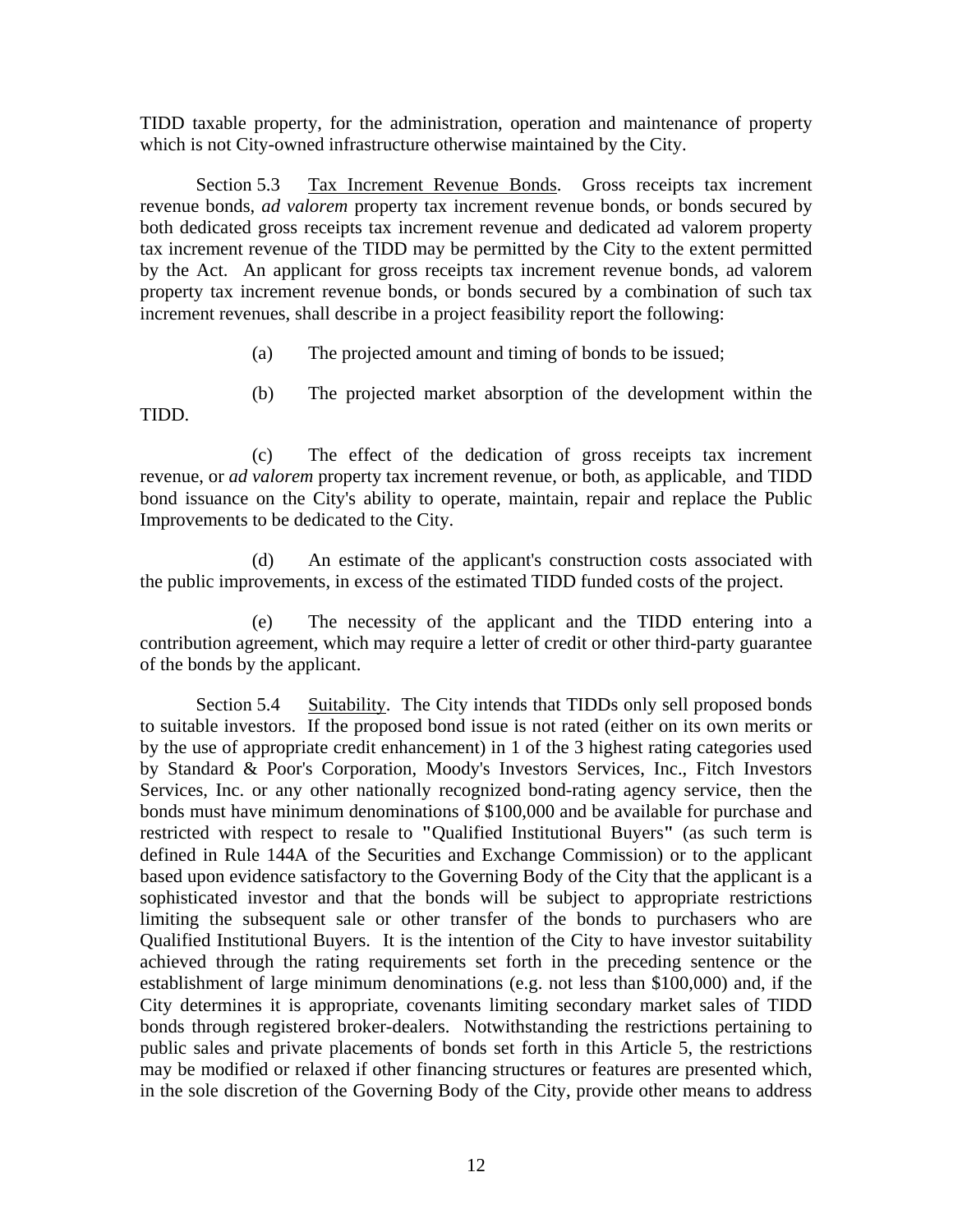TIDD taxable property, for the administration, operation and maintenance of property which is not City-owned infrastructure otherwise maintained by the City.

Section 5.3 Tax Increment Revenue Bonds. Gross receipts tax increment revenue bonds, *ad valorem* property tax increment revenue bonds, or bonds secured by both dedicated gross receipts tax increment revenue and dedicated ad valorem property tax increment revenue of the TIDD may be permitted by the City to the extent permitted by the Act. An applicant for gross receipts tax increment revenue bonds, ad valorem property tax increment revenue bonds, or bonds secured by a combination of such tax increment revenues, shall describe in a project feasibility report the following:

(a) The projected amount and timing of bonds to be issued;

(b) The projected market absorption of the development within the TIDD.

(c) The effect of the dedication of gross receipts tax increment revenue, or *ad valorem* property tax increment revenue, or both, as applicable, and TIDD bond issuance on the City's ability to operate, maintain, repair and replace the Public Improvements to be dedicated to the City.

(d) An estimate of the applicant's construction costs associated with the public improvements, in excess of the estimated TIDD funded costs of the project.

(e) The necessity of the applicant and the TIDD entering into a contribution agreement, which may require a letter of credit or other third-party guarantee of the bonds by the applicant.

Section 5.4 Suitability. The City intends that TIDDs only sell proposed bonds to suitable investors. If the proposed bond issue is not rated (either on its own merits or by the use of appropriate credit enhancement) in 1 of the 3 highest rating categories used by Standard & Poor's Corporation, Moody's Investors Services, Inc., Fitch Investors Services, Inc. or any other nationally recognized bond-rating agency service, then the bonds must have minimum denominations of $100,000 and be available for purchase and restricted with respect to resale to "Qualified Institutional Buyers" (as such term is defined in Rule 144A of the Securities and Exchange Commission) or to the applicant based upon evidence satisfactory to the Governing Body of the City that the applicant is a sophisticated investor and that the bonds will be subject to appropriate restrictions limiting the subsequent sale or other transfer of the bonds to purchasers who are Qualified Institutional Buyers. It is the intention of the City to have investor suitability achieved through the rating requirements set forth in the preceding sentence or the establishment of large minimum denominations (e.g. not less than $100,000) and, if the City determines it is appropriate, covenants limiting secondary market sales of TIDD bonds through registered broker-dealers. Notwithstanding the restrictions pertaining to public sales and private placements of bonds set forth in this Article 5, the restrictions may be modified or relaxed if other financing structures or features are presented which, in the sole discretion of the Governing Body of the City, provide other means to address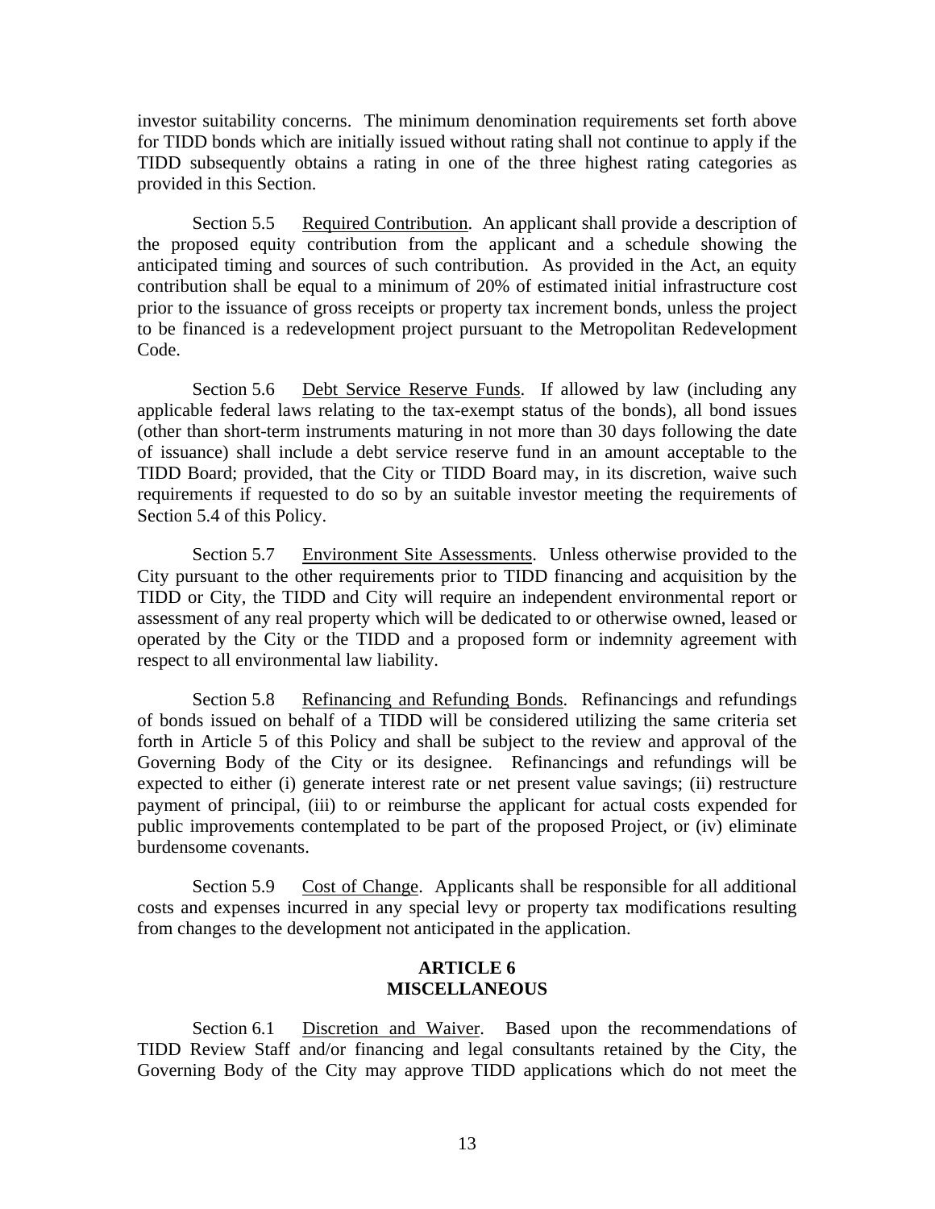investor suitability concerns. The minimum denomination requirements set forth above for TIDD bonds which are initially issued without rating shall not continue to apply if the TIDD subsequently obtains a rating in one of the three highest rating categories as provided in this Section.

Section 5.5 Required Contribution. An applicant shall provide a description of the proposed equity contribution from the applicant and a schedule showing the anticipated timing and sources of such contribution. As provided in the Act, an equity contribution shall be equal to a minimum of 20% of estimated initial infrastructure cost prior to the issuance of gross receipts or property tax increment bonds, unless the project to be financed is a redevelopment project pursuant to the Metropolitan Redevelopment Code.

Section 5.6 Debt Service Reserve Funds. If allowed by law (including any applicable federal laws relating to the tax-exempt status of the bonds), all bond issues (other than short-term instruments maturing in not more than 30 days following the date of issuance) shall include a debt service reserve fund in an amount acceptable to the TIDD Board; provided, that the City or TIDD Board may, in its discretion, waive such requirements if requested to do so by an suitable investor meeting the requirements of Section 5.4 of this Policy.

Section 5.7 Environment Site Assessments. Unless otherwise provided to the City pursuant to the other requirements prior to TIDD financing and acquisition by the TIDD or City, the TIDD and City will require an independent environmental report or assessment of any real property which will be dedicated to or otherwise owned, leased or operated by the City or the TIDD and a proposed form or indemnity agreement with respect to all environmental law liability.

Section 5.8 Refinancing and Refunding Bonds. Refinancings and refundings of bonds issued on behalf of a TIDD will be considered utilizing the same criteria set forth in Article 5 of this Policy and shall be subject to the review and approval of the Governing Body of the City or its designee. Refinancings and refundings will be expected to either (i) generate interest rate or net present value savings; (ii) restructure payment of principal, (iii) to or reimburse the applicant for actual costs expended for public improvements contemplated to be part of the proposed Project, or (iv) eliminate burdensome covenants.

Section 5.9 Cost of Change. Applicants shall be responsible for all additional costs and expenses incurred in any special levy or property tax modifications resulting from changes to the development not anticipated in the application.

## ARTICLE 6
## MISCELLANEOUS

Section 6.1 Discretion and Waiver. Based upon the recommendations of TIDD Review Staff and/or financing and legal consultants retained by the City, the Governing Body of the City may approve TIDD applications which do not meet the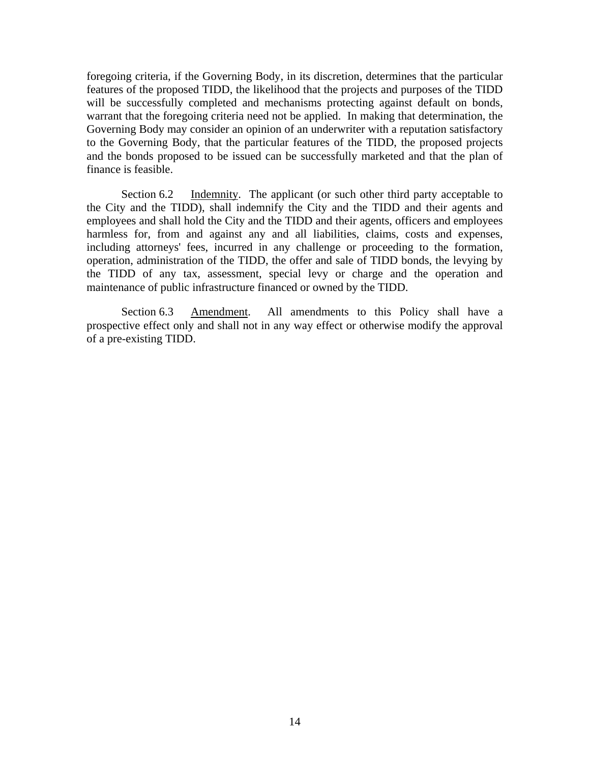foregoing criteria, if the Governing Body, in its discretion, determines that the particular features of the proposed TIDD, the likelihood that the projects and purposes of the TIDD will be successfully completed and mechanisms protecting against default on bonds, warrant that the foregoing criteria need not be applied. In making that determination, the Governing Body may consider an opinion of an underwriter with a reputation satisfactory to the Governing Body, that the particular features of the TIDD, the proposed projects and the bonds proposed to be issued can be successfully marketed and that the plan of finance is feasible.

Section 6.2 Indemnity. The applicant (or such other third party acceptable to the City and the TIDD), shall indemnify the City and the TIDD and their agents and employees and shall hold the City and the TIDD and their agents, officers and employees harmless for, from and against any and all liabilities, claims, costs and expenses, including attorneys' fees, incurred in any challenge or proceeding to the formation, operation, administration of the TIDD, the offer and sale of TIDD bonds, the levying by the TIDD of any tax, assessment, special levy or charge and the operation and maintenance of public infrastructure financed or owned by the TIDD.

Section 6.3 Amendment. All amendments to this Policy shall have a prospective effect only and shall not in any way effect or otherwise modify the approval of a pre-existing TIDD.